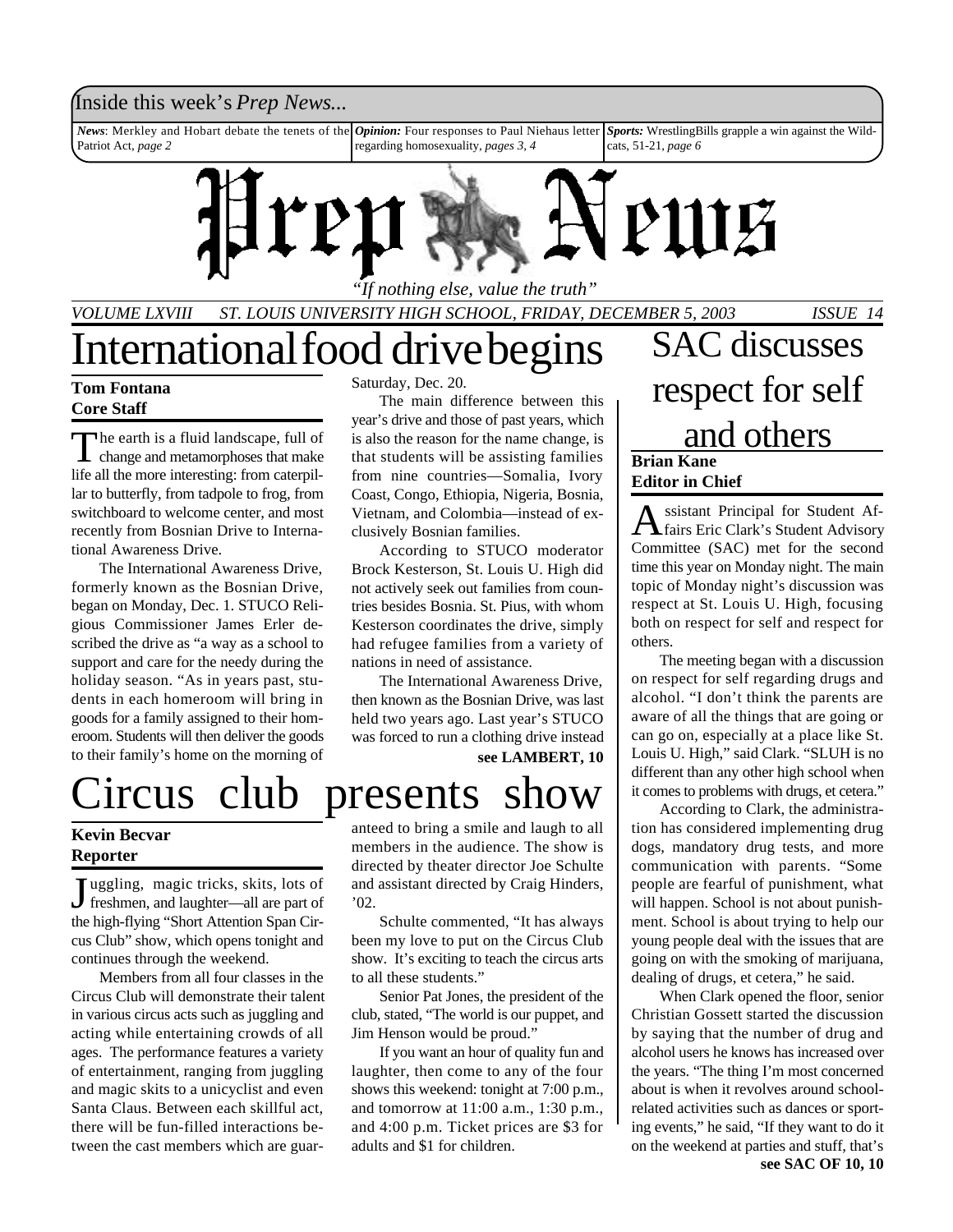Inside this week's *Prep News...*

*News*: Merkley and Hobart debate the tenets of the Patriot Act, *page 2*

*Opinion:* Four responses to Paul Niehaus letter regarding homosexuality, *pages 3, 4*

*Sports:* WrestlingBills grapple a win against the Wildcats, 51-21, *page 6*

# Prep News

*"If nothing else, value the truth"*

*VOLUME LXVIII ST. LOUIS UNIVERSITY HIGH SCHOOL, FRIDAY, DECEMBER 5, 2003 ISSUE 14*

# International food drive begins

**Tom Fontana**
**Core Staff**

The earth is a fluid landscape, full of change and metamorphoses that make life all the more interesting: from caterpillar to butterfly, from tadpole to frog, from switchboard to welcome center, and most recently from Bosnian Drive to International Awareness Drive.

The International Awareness Drive, formerly known as the Bosnian Drive, began on Monday, Dec. 1. STUCO Religious Commissioner James Erler described the drive as "a way as a school to support and care for the needy during the holiday season. "As in years past, students in each homeroom will bring in goods for a family assigned to their homeroom. Students will then deliver the goods to their family's home on the morning of Saturday, Dec. 20.

The main difference between this year's drive and those of past years, which is also the reason for the name change, is that students will be assisting families from nine countries—Somalia, Ivory Coast, Congo, Ethiopia, Nigeria, Bosnia, Vietnam, and Colombia—instead of exclusively Bosnian families.

According to STUCO moderator Brock Kesterson, St. Louis U. High did not actively seek out families from countries besides Bosnia. St. Pius, with whom Kesterson coordinates the drive, simply had refugee families from a variety of nations in need of assistance.

The International Awareness Drive, then known as the Bosnian Drive, was last held two years ago. Last year's STUCO was forced to run a clothing drive instead

**see LAMBERT, 10**

# Circus club presents show

**Kevin Becvar**
**Reporter**

Juggling, magic tricks, skits, lots of freshmen, and laughter—all are part of the high-flying "Short Attention Span Circus Club" show, which opens tonight and continues through the weekend.

Members from all four classes in the Circus Club will demonstrate their talent in various circus acts such as juggling and acting while entertaining crowds of all ages. The performance features a variety of entertainment, ranging from juggling and magic skits to a unicyclist and even Santa Claus. Between each skillful act, there will be fun-filled interactions between the cast members which are guaranteed to bring a smile and laugh to all members in the audience. The show is directed by theater director Joe Schulte and assistant directed by Craig Hinders, '02.

Schulte commented, "It has always been my love to put on the Circus Club show. It's exciting to teach the circus arts to all these students."

Senior Pat Jones, the president of the club, stated, "The world is our puppet, and Jim Henson would be proud."

If you want an hour of quality fun and laughter, then come to any of the four shows this weekend: tonight at 7:00 p.m., and tomorrow at 11:00 a.m., 1:30 p.m., and 4:00 p.m. Ticket prices are $3 for adults and $1 for children.

# SAC discusses respect for self and others

**Brian Kane**
**Editor in Chief**

Assistant Principal for Student Affairs Eric Clark's Student Advisory Committee (SAC) met for the second time this year on Monday night. The main topic of Monday night's discussion was respect at St. Louis U. High, focusing both on respect for self and respect for others.

The meeting began with a discussion on respect for self regarding drugs and alcohol. "I don't think the parents are aware of all the things that are going or can go on, especially at a place like St. Louis U. High," said Clark. "SLUH is no different than any other high school when it comes to problems with drugs, et cetera."

According to Clark, the administration has considered implementing drug dogs, mandatory drug tests, and more communication with parents. "Some people are fearful of punishment, what will happen. School is not about punishment. School is about trying to help our young people deal with the issues that are going on with the smoking of marijuana, dealing of drugs, et cetera," he said.

When Clark opened the floor, senior Christian Gossett started the discussion by saying that the number of drug and alcohol users he knows has increased over the years. "The thing I'm most concerned about is when it revolves around school-related activities such as dances or sporting events," he said, "If they want to do it on the weekend at parties and stuff, that's

**see SAC OF 10, 10**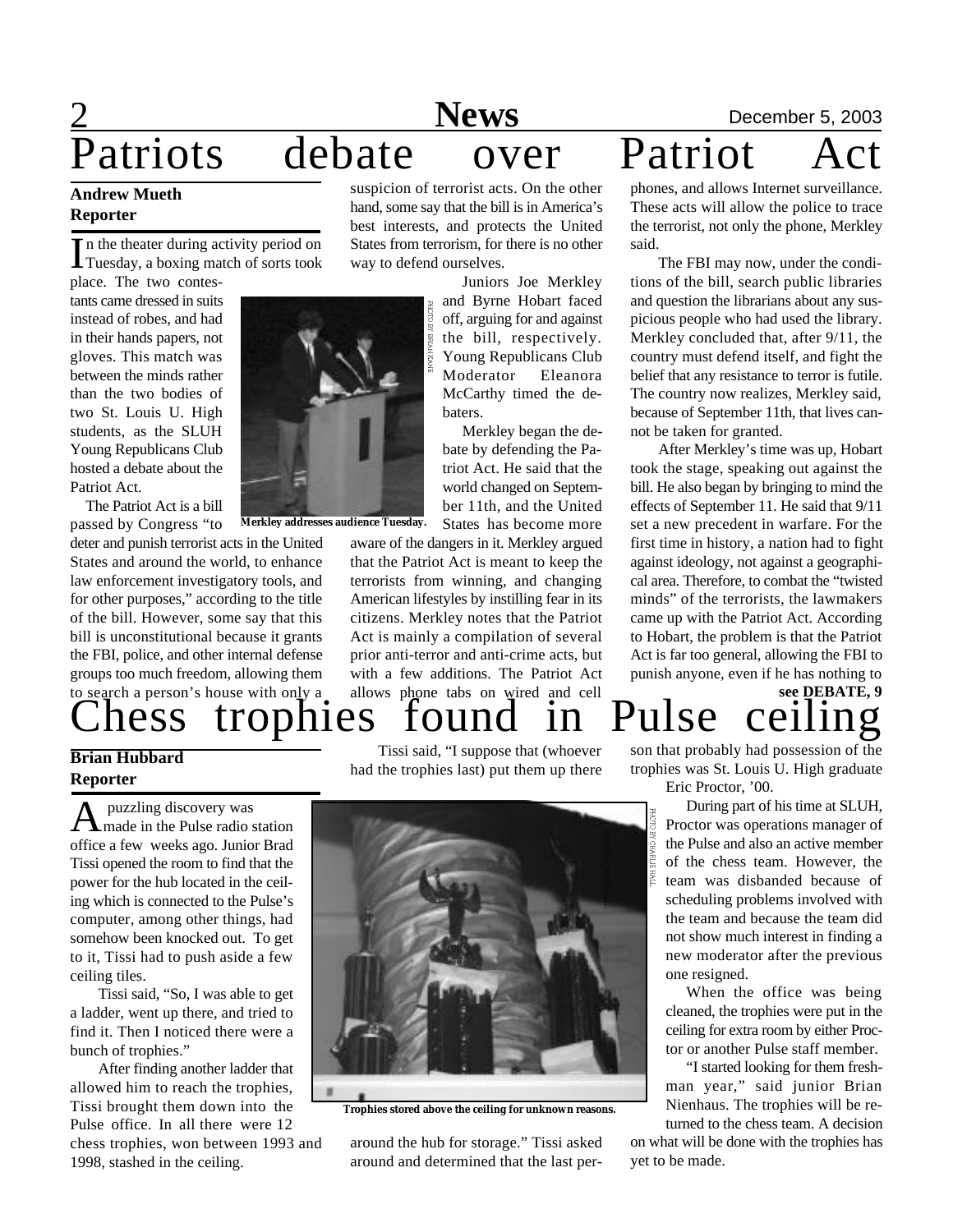# Patriots debate over Patriot Act

**Andrew Mueth**
**Reporter**

In the theater during activity period on Tuesday, a boxing match of sorts took place. The two contestants came dressed in suits instead of robes, and had in their hands papers, not gloves. This match was between the minds rather than the two bodies of two St. Louis U. High students, as the SLUH Young Republicans Club hosted a debate about the Patriot Act.

The Patriot Act is a bill passed by Congress "to deter and punish terrorist acts in the United States and around the world, to enhance law enforcement investigatory tools, and for other purposes," according to the title of the bill. However, some say that this bill is unconstitutional because it grants the FBI, police, and other internal defense groups too much freedom, allowing them to search a person's house with only a suspicion of terrorist acts. On the other hand, some say that the bill is in America's best interests, and protects the United States from terrorism, for there is no other way to defend ourselves.

PHOTO BY BRIAN KANE

**Merkley addresses audience Tuesday.**

Juniors Joe Merkley and Byrne Hobart faced off, arguing for and against the bill, respectively. Young Republicans Club Moderator Eleanora McCarthy timed the debaters.

Merkley began the debate by defending the Patriot Act. He said that the world changed on September 11th, and the United States has become more aware of the dangers in it. Merkley argued that the Patriot Act is meant to keep the terrorists from winning, and changing American lifestyles by instilling fear in its citizens. Merkley notes that the Patriot Act is mainly a compilation of several prior anti-terror and anti-crime acts, but with a few additions. The Patriot Act allows phone tabs on wired and cell phones, and allows Internet surveillance. These acts will allow the police to trace the terrorist, not only the phone, Merkley said.

The FBI may now, under the conditions of the bill, search public libraries and question the librarians about any suspicious people who had used the library. Merkley concluded that, after 9/11, the country must defend itself, and fight the belief that any resistance to terror is futile. The country now realizes, Merkley said, because of September 11th, that lives cannot be taken for granted.

After Merkley's time was up, Hobart took the stage, speaking out against the bill. He also began by bringing to mind the effects of September 11. He said that 9/11 set a new precedent in warfare. For the first time in history, a nation had to fight against ideology, not against a geographical area. Therefore, to combat the "twisted minds" of the terrorists, the lawmakers came up with the Patriot Act. According to Hobart, the problem is that the Patriot Act is far too general, allowing the FBI to punish anyone, even if he has nothing to

**see DEBATE, 9**

# Chess trophies found in Pulse ceiling

**Brian Hubbard**
**Reporter**

A puzzling discovery was made in the Pulse radio station office a few weeks ago. Junior Brad Tissi opened the room to find that the power for the hub located in the ceiling which is connected to the Pulse's computer, among other things, had somehow been knocked out. To get to it, Tissi had to push aside a few ceiling tiles.

Tissi said, "So, I was able to get a ladder, went up there, and tried to find it. Then I noticed there were a bunch of trophies."

After finding another ladder that allowed him to reach the trophies, Tissi brought them down into the Pulse office. In all there were 12 chess trophies, won between 1993 and 1998, stashed in the ceiling.

Tissi said, "I suppose that (whoever had the trophies last) put them up there around the hub for storage." Tissi asked around and determined that the last person that probably had possession of the trophies was St. Louis U. High graduate Eric Proctor, '00.

PHOTO BY CHARLIE HALL

**Trophies stored above the ceiling for unknown reasons.**

During part of his time at SLUH, Proctor was operations manager of the Pulse and also an active member of the chess team. However, the team was disbanded because of scheduling problems involved with the team and because the team did not show much interest in finding a new moderator after the previous one resigned.

When the office was being cleaned, the trophies were put in the ceiling for extra room by either Proctor or another Pulse staff member.

"I started looking for them freshman year," said junior Brian Nienhaus. The trophies will be returned to the chess team. A decision on what will be done with the trophies has yet to be made.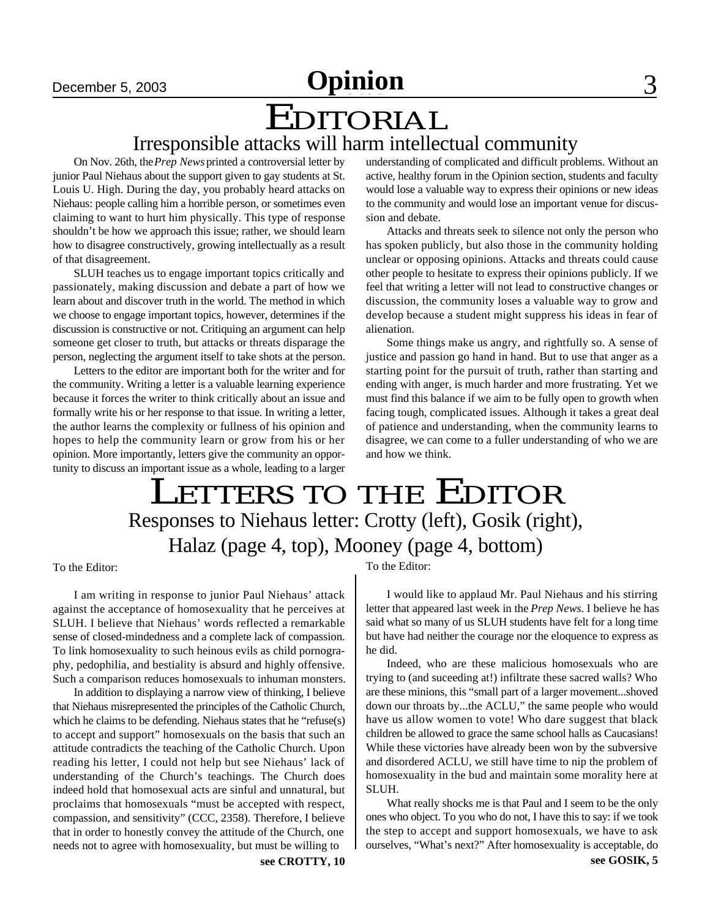# EDITORIAL

## Irresponsible attacks will harm intellectual community

On Nov. 26th, the *Prep News* printed a controversial letter by junior Paul Niehaus about the support given to gay students at St. Louis U. High. During the day, you probably heard attacks on Niehaus: people calling him a horrible person, or sometimes even claiming to want to hurt him physically. This type of response shouldn't be how we approach this issue; rather, we should learn how to disagree constructively, growing intellectually as a result of that disagreement.

SLUH teaches us to engage important topics critically and passionately, making discussion and debate a part of how we learn about and discover truth in the world. The method in which we choose to engage important topics, however, determines if the discussion is constructive or not. Critiquing an argument can help someone get closer to truth, but attacks or threats disparage the person, neglecting the argument itself to take shots at the person.

Letters to the editor are important both for the writer and for the community. Writing a letter is a valuable learning experience because it forces the writer to think critically about an issue and formally write his or her response to that issue. In writing a letter, the author learns the complexity or fullness of his opinion and hopes to help the community learn or grow from his or her opinion. More importantly, letters give the community an opportunity to discuss an important issue as a whole, leading to a larger understanding of complicated and difficult problems. Without an active, healthy forum in the Opinion section, students and faculty would lose a valuable way to express their opinions or new ideas to the community and would lose an important venue for discussion and debate.

Attacks and threats seek to silence not only the person who has spoken publicly, but also those in the community holding unclear or opposing opinions. Attacks and threats could cause other people to hesitate to express their opinions publicly. If we feel that writing a letter will not lead to constructive changes or discussion, the community loses a valuable way to grow and develop because a student might suppress his ideas in fear of alienation.

Some things make us angry, and rightfully so. A sense of justice and passion go hand in hand. But to use that anger as a starting point for the pursuit of truth, rather than starting and ending with anger, is much harder and more frustrating. Yet we must find this balance if we aim to be fully open to growth when facing tough, complicated issues. Although it takes a great deal of patience and understanding, when the community learns to disagree, we can come to a fuller understanding of who we are and how we think.

# LETTERS TO THE EDITOR

## Responses to Niehaus letter: Crotty (left), Gosik (right), Halaz (page 4, top), Mooney (page 4, bottom)

To the Editor:

I am writing in response to junior Paul Niehaus' attack against the acceptance of homosexuality that he perceives at SLUH. I believe that Niehaus' words reflected a remarkable sense of closed-mindedness and a complete lack of compassion. To link homosexuality to such heinous evils as child pornography, pedophilia, and bestiality is absurd and highly offensive. Such a comparison reduces homosexuals to inhuman monsters.

In addition to displaying a narrow view of thinking, I believe that Niehaus misrepresented the principles of the Catholic Church, which he claims to be defending. Niehaus states that he "refuse(s) to accept and support" homosexuals on the basis that such an attitude contradicts the teaching of the Catholic Church. Upon reading his letter, I could not help but see Niehaus' lack of understanding of the Church's teachings. The Church does indeed hold that homosexual acts are sinful and unnatural, but proclaims that homosexuals "must be accepted with respect, compassion, and sensitivity" (CCC, 2358). Therefore, I believe that in order to honestly convey the attitude of the Church, one needs not to agree with homosexuality, but must be willing to

**see CROTTY, 10**

To the Editor:

I would like to applaud Mr. Paul Niehaus and his stirring letter that appeared last week in the *Prep News.* I believe he has said what so many of us SLUH students have felt for a long time but have had neither the courage nor the eloquence to express as he did.

Indeed, who are these malicious homosexuals who are trying to (and suceeding at!) infiltrate these sacred walls? Who are these minions, this "small part of a larger movement...shoved down our throats by...the ACLU," the same people who would have us allow women to vote! Who dare suggest that black children be allowed to grace the same school halls as Caucasians! While these victories have already been won by the subversive and disordered ACLU, we still have time to nip the problem of homosexuality in the bud and maintain some morality here at SLUH.

What really shocks me is that Paul and I seem to be the only ones who object. To you who do not, I have this to say: if we took the step to accept and support homosexuals, we have to ask ourselves, "What's next?" After homosexuality is acceptable, do

**see GOSIK, 5**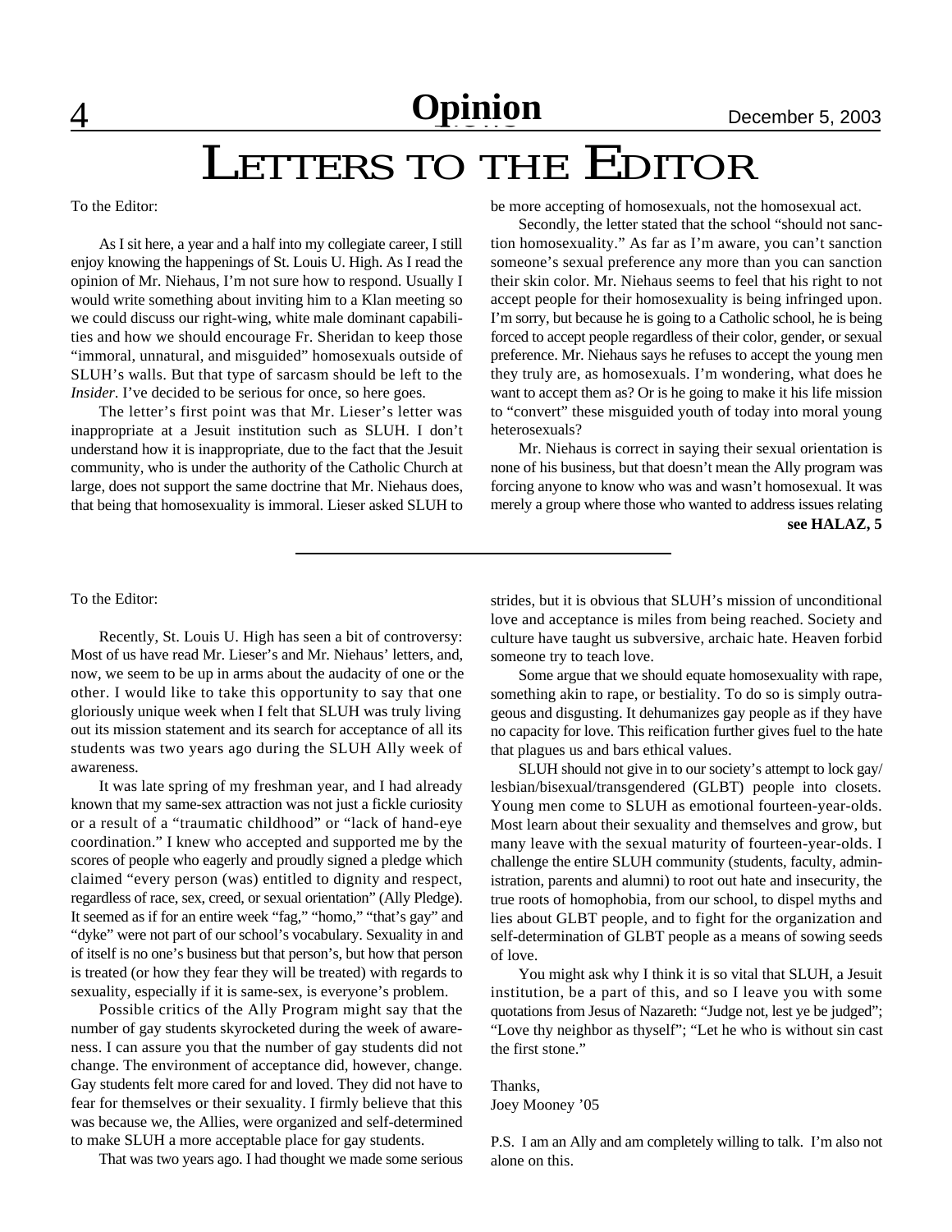# Letters to the Editor

To the Editor:

As I sit here, a year and a half into my collegiate career, I still enjoy knowing the happenings of St. Louis U. High. As I read the opinion of Mr. Niehaus, I'm not sure how to respond. Usually I would write something about inviting him to a Klan meeting so we could discuss our right-wing, white male dominant capabilities and how we should encourage Fr. Sheridan to keep those "immoral, unnatural, and misguided" homosexuals outside of SLUH's walls. But that type of sarcasm should be left to the *Insider*. I've decided to be serious for once, so here goes.

The letter's first point was that Mr. Lieser's letter was inappropriate at a Jesuit institution such as SLUH. I don't understand how it is inappropriate, due to the fact that the Jesuit community, who is under the authority of the Catholic Church at large, does not support the same doctrine that Mr. Niehaus does, that being that homosexuality is immoral. Lieser asked SLUH to be more accepting of homosexuals, not the homosexual act.

Secondly, the letter stated that the school "should not sanction homosexuality." As far as I'm aware, you can't sanction someone's sexual preference any more than you can sanction their skin color. Mr. Niehaus seems to feel that his right to not accept people for their homosexuality is being infringed upon. I'm sorry, but because he is going to a Catholic school, he is being forced to accept people regardless of their color, gender, or sexual preference. Mr. Niehaus says he refuses to accept the young men they truly are, as homosexuals. I'm wondering, what does he want to accept them as? Or is he going to make it his life mission to "convert" these misguided youth of today into moral young heterosexuals?

Mr. Niehaus is correct in saying their sexual orientation is none of his business, but that doesn't mean the Ally program was forcing anyone to know who was and wasn't homosexual. It was merely a group where those who wanted to address issues relating

**see HALAZ, 5**

---

To the Editor:

Recently, St. Louis U. High has seen a bit of controversy: Most of us have read Mr. Lieser's and Mr. Niehaus' letters, and, now, we seem to be up in arms about the audacity of one or the other. I would like to take this opportunity to say that one gloriously unique week when I felt that SLUH was truly living out its mission statement and its search for acceptance of all its students was two years ago during the SLUH Ally week of awareness.

It was late spring of my freshman year, and I had already known that my same-sex attraction was not just a fickle curiosity or a result of a "traumatic childhood" or "lack of hand-eye coordination." I knew who accepted and supported me by the scores of people who eagerly and proudly signed a pledge which claimed "every person (was) entitled to dignity and respect, regardless of race, sex, creed, or sexual orientation" (Ally Pledge). It seemed as if for an entire week "fag," "homo," "that's gay" and "dyke" were not part of our school's vocabulary. Sexuality in and of itself is no one's business but that person's, but how that person is treated (or how they fear they will be treated) with regards to sexuality, especially if it is same-sex, is everyone's problem.

Possible critics of the Ally Program might say that the number of gay students skyrocketed during the week of awareness. I can assure you that the number of gay students did not change. The environment of acceptance did, however, change. Gay students felt more cared for and loved. They did not have to fear for themselves or their sexuality. I firmly believe that this was because we, the Allies, were organized and self-determined to make SLUH a more acceptable place for gay students.

That was two years ago. I had thought we made some serious strides, but it is obvious that SLUH's mission of unconditional love and acceptance is miles from being reached. Society and culture have taught us subversive, archaic hate. Heaven forbid someone try to teach love.

Some argue that we should equate homosexuality with rape, something akin to rape, or bestiality. To do so is simply outrageous and disgusting. It dehumanizes gay people as if they have no capacity for love. This reification further gives fuel to the hate that plagues us and bars ethical values.

SLUH should not give in to our society's attempt to lock gay/lesbian/bisexual/transgendered (GLBT) people into closets. Young men come to SLUH as emotional fourteen-year-olds. Most learn about their sexuality and themselves and grow, but many leave with the sexual maturity of fourteen-year-olds. I challenge the entire SLUH community (students, faculty, administration, parents and alumni) to root out hate and insecurity, the true roots of homophobia, from our school, to dispel myths and lies about GLBT people, and to fight for the organization and self-determination of GLBT people as a means of sowing seeds of love.

You might ask why I think it is so vital that SLUH, a Jesuit institution, be a part of this, and so I leave you with some quotations from Jesus of Nazareth: "Judge not, lest ye be judged"; "Love thy neighbor as thyself"; "Let he who is without sin cast the first stone."

Thanks,
Joey Mooney '05

P.S. I am an Ally and am completely willing to talk. I'm also not alone on this.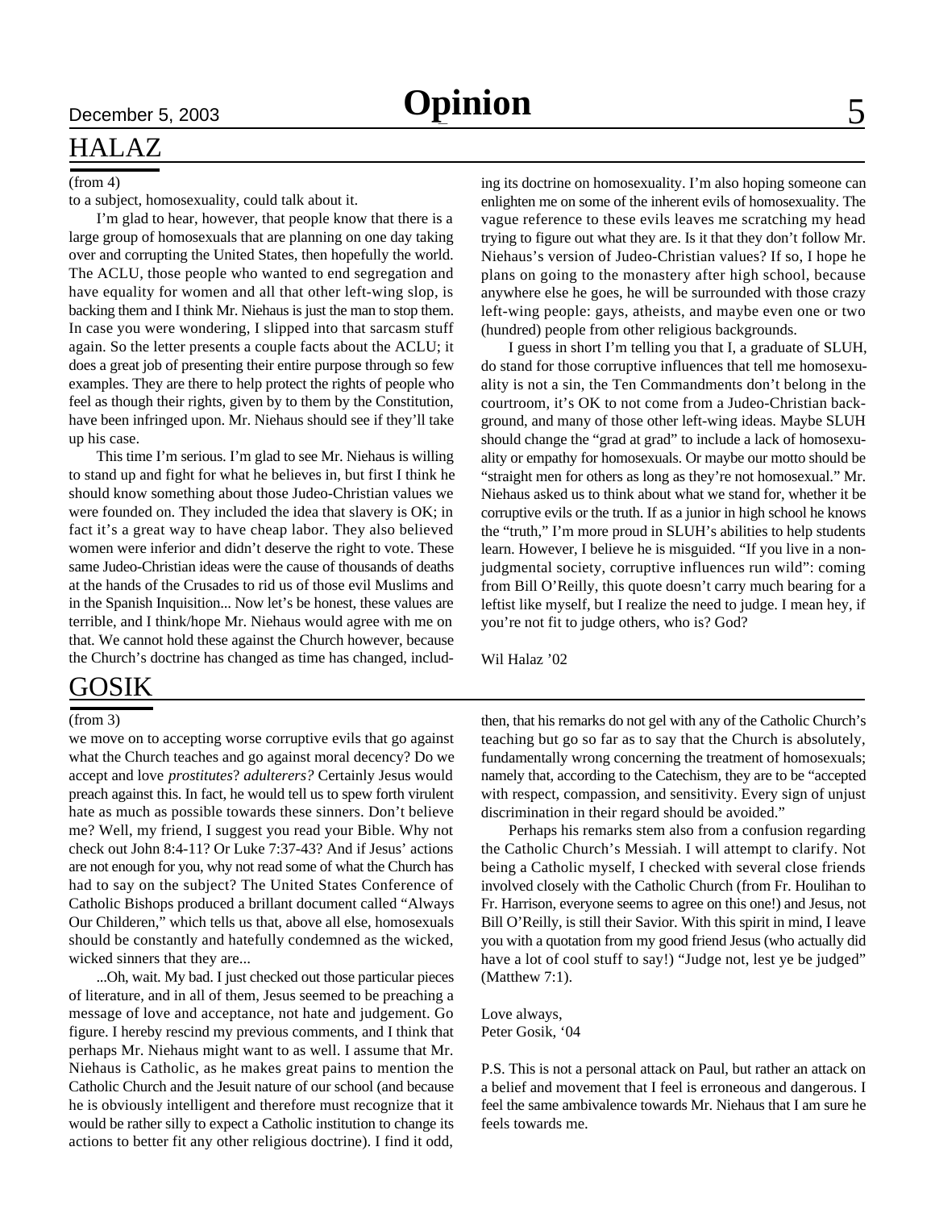## HALAZ

(from 4)

to a subject, homosexuality, could talk about it.

I'm glad to hear, however, that people know that there is a large group of homosexuals that are planning on one day taking over and corrupting the United States, then hopefully the world. The ACLU, those people who wanted to end segregation and have equality for women and all that other left-wing slop, is backing them and I think Mr. Niehaus is just the man to stop them. In case you were wondering, I slipped into that sarcasm stuff again. So the letter presents a couple facts about the ACLU; it does a great job of presenting their entire purpose through so few examples. They are there to help protect the rights of people who feel as though their rights, given by to them by the Constitution, have been infringed upon. Mr. Niehaus should see if they'll take up his case.

This time I'm serious. I'm glad to see Mr. Niehaus is willing to stand up and fight for what he believes in, but first I think he should know something about those Judeo-Christian values we were founded on. They included the idea that slavery is OK; in fact it's a great way to have cheap labor. They also believed women were inferior and didn't deserve the right to vote. These same Judeo-Christian ideas were the cause of thousands of deaths at the hands of the Crusades to rid us of those evil Muslims and in the Spanish Inquisition... Now let's be honest, these values are terrible, and I think/hope Mr. Niehaus would agree with me on that. We cannot hold these against the Church however, because the Church's doctrine has changed as time has changed, including its doctrine on homosexuality. I'm also hoping someone can enlighten me on some of the inherent evils of homosexuality. The vague reference to these evils leaves me scratching my head trying to figure out what they are. Is it that they don't follow Mr. Niehaus's version of Judeo-Christian values? If so, I hope he plans on going to the monastery after high school, because anywhere else he goes, he will be surrounded with those crazy left-wing people: gays, atheists, and maybe even one or two (hundred) people from other religious backgrounds.

I guess in short I'm telling you that I, a graduate of SLUH, do stand for those corruptive influences that tell me homosexuality is not a sin, the Ten Commandments don't belong in the courtroom, it's OK to not come from a Judeo-Christian background, and many of those other left-wing ideas. Maybe SLUH should change the "grad at grad" to include a lack of homosexuality or empathy for homosexuals. Or maybe our motto should be "straight men for others as long as they're not homosexual." Mr. Niehaus asked us to think about what we stand for, whether it be corruptive evils or the truth. If as a junior in high school he knows the "truth," I'm more proud in SLUH's abilities to help students learn. However, I believe he is misguided. "If you live in a non-judgmental society, corruptive influences run wild": coming from Bill O'Reilly, this quote doesn't carry much bearing for a leftist like myself, but I realize the need to judge. I mean hey, if you're not fit to judge others, who is? God?

Wil Halaz '02

## GOSIK

(from 3)

we move on to accepting worse corruptive evils that go against what the Church teaches and go against moral decency? Do we accept and love *prostitutes*? *adulterers?* Certainly Jesus would preach against this. In fact, he would tell us to spew forth virulent hate as much as possible towards these sinners. Don't believe me? Well, my friend, I suggest you read your Bible. Why not check out John 8:4-11? Or Luke 7:37-43? And if Jesus' actions are not enough for you, why not read some of what the Church has had to say on the subject? The United States Conference of Catholic Bishops produced a brillant document called "Always Our Childeren," which tells us that, above all else, homosexuals should be constantly and hatefully condemned as the wicked, wicked sinners that they are...

...Oh, wait. My bad. I just checked out those particular pieces of literature, and in all of them, Jesus seemed to be preaching a message of love and acceptance, not hate and judgement. Go figure. I hereby rescind my previous comments, and I think that perhaps Mr. Niehaus might want to as well. I assume that Mr. Niehaus is Catholic, as he makes great pains to mention the Catholic Church and the Jesuit nature of our school (and because he is obviously intelligent and therefore must recognize that it would be rather silly to expect a Catholic institution to change its actions to better fit any other religious doctrine). I find it odd, then, that his remarks do not gel with any of the Catholic Church's teaching but go so far as to say that the Church is absolutely, fundamentally wrong concerning the treatment of homosexuals; namely that, according to the Catechism, they are to be "accepted with respect, compassion, and sensitivity. Every sign of unjust discrimination in their regard should be avoided."

Perhaps his remarks stem also from a confusion regarding the Catholic Church's Messiah. I will attempt to clarify. Not being a Catholic myself, I checked with several close friends involved closely with the Catholic Church (from Fr. Houlihan to Fr. Harrison, everyone seems to agree on this one!) and Jesus, not Bill O'Reilly, is still their Savior. With this spirit in mind, I leave you with a quotation from my good friend Jesus (who actually did have a lot of cool stuff to say!) "Judge not, lest ye be judged" (Matthew 7:1).

Love always,
Peter Gosik, '04

P.S. This is not a personal attack on Paul, but rather an attack on a belief and movement that I feel is erroneous and dangerous. I feel the same ambivalence towards Mr. Niehaus that I am sure he feels towards me.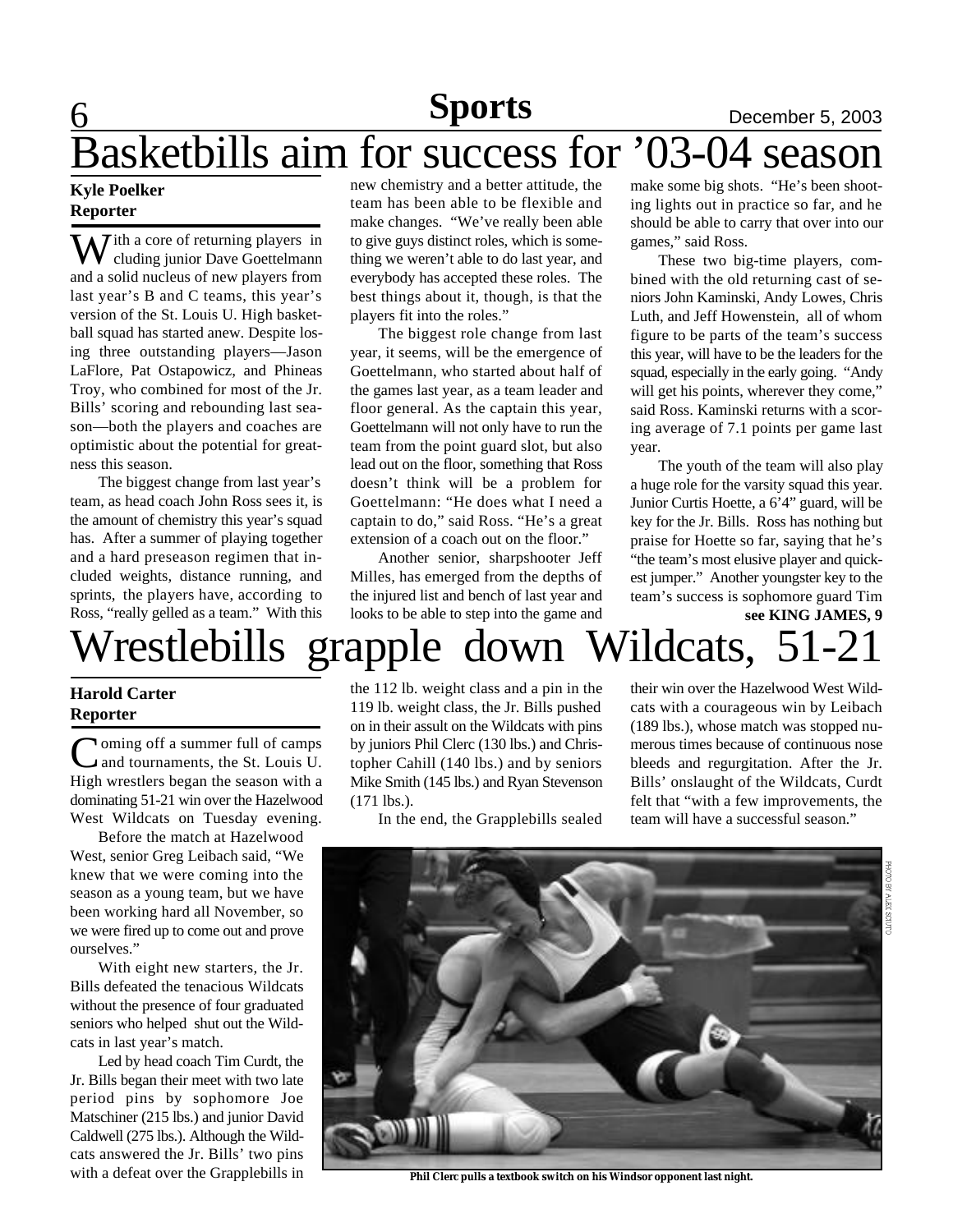# Basketbills aim for success for '03-04 season

**Kyle Poelker**
**Reporter**

With a core of returning players including junior Dave Goettelmann and a solid nucleus of new players from last year's B and C teams, this year's version of the St. Louis U. High basketball squad has started anew. Despite losing three outstanding players—Jason LaFlore, Pat Ostapowicz, and Phineas Troy, who combined for most of the Jr. Bills' scoring and rebounding last season—both the players and coaches are optimistic about the potential for greatness this season.

The biggest change from last year's team, as head coach John Ross sees it, is the amount of chemistry this year's squad has. After a summer of playing together and a hard preseason regimen that included weights, distance running, and sprints, the players have, according to Ross, "really gelled as a team." With this new chemistry and a better attitude, the team has been able to be flexible and make changes. "We've really been able to give guys distinct roles, which is something we weren't able to do last year, and everybody has accepted these roles. The best things about it, though, is that the players fit into the roles."

The biggest role change from last year, it seems, will be the emergence of Goettelmann, who started about half of the games last year, as a team leader and floor general. As the captain this year, Goettelmann will not only have to run the team from the point guard slot, but also lead out on the floor, something that Ross doesn't think will be a problem for Goettelmann: "He does what I need a captain to do," said Ross. "He's a great extension of a coach out on the floor."

Another senior, sharpshooter Jeff Milles, has emerged from the depths of the injured list and bench of last year and looks to be able to step into the game and make some big shots. "He's been shooting lights out in practice so far, and he should be able to carry that over into our games," said Ross.

These two big-time players, combined with the old returning cast of seniors John Kaminski, Andy Lowes, Chris Luth, and Jeff Howenstein, all of whom figure to be parts of the team's success this year, will have to be the leaders for the squad, especially in the early going. "Andy will get his points, wherever they come," said Ross. Kaminski returns with a scoring average of 7.1 points per game last year.

The youth of the team will also play a huge role for the varsity squad this year. Junior Curtis Hoette, a 6'4" guard, will be key for the Jr. Bills. Ross has nothing but praise for Hoette so far, saying that he's "the team's most elusive player and quickest jumper." Another youngster key to the team's success is sophomore guard Tim

**see KING JAMES, 9**

# Wrestlebills grapple down Wildcats, 51-21

**Harold Carter**
**Reporter**

Coming off a summer full of camps and tournaments, the St. Louis U. High wrestlers began the season with a dominating 51-21 win over the Hazelwood West Wildcats on Tuesday evening.

Before the match at Hazelwood West, senior Greg Leibach said, "We knew that we were coming into the season as a young team, but we have been working hard all November, so we were fired up to come out and prove ourselves."

With eight new starters, the Jr. Bills defeated the tenacious Wildcats without the presence of four graduated seniors who helped shut out the Wildcats in last year's match.

Led by head coach Tim Curdt, the Jr. Bills began their meet with two late period pins by sophomore Joe Matschiner (215 lbs.) and junior David Caldwell (275 lbs.). Although the Wildcats answered the Jr. Bills' two pins with a defeat over the Grapplebills in the 112 lb. weight class and a pin in the 119 lb. weight class, the Jr. Bills pushed on in their assult on the Wildcats with pins by juniors Phil Clerc (130 lbs.) and Christopher Cahill (140 lbs.) and by seniors Mike Smith (145 lbs.) and Ryan Stevenson (171 lbs.).

In the end, the Grapplebills sealed their win over the Hazelwood West Wildcats with a courageous win by Leibach (189 lbs.), whose match was stopped numerous times because of continuous nose bleeds and regurgitation. After the Jr. Bills' onslaught of the Wildcats, Curdt felt that "with a few improvements, the team will have a successful season."

PHOTO BY ALEX SCIUTO

**Phil Clerc pulls a textbook switch on his Windsor opponent last night.**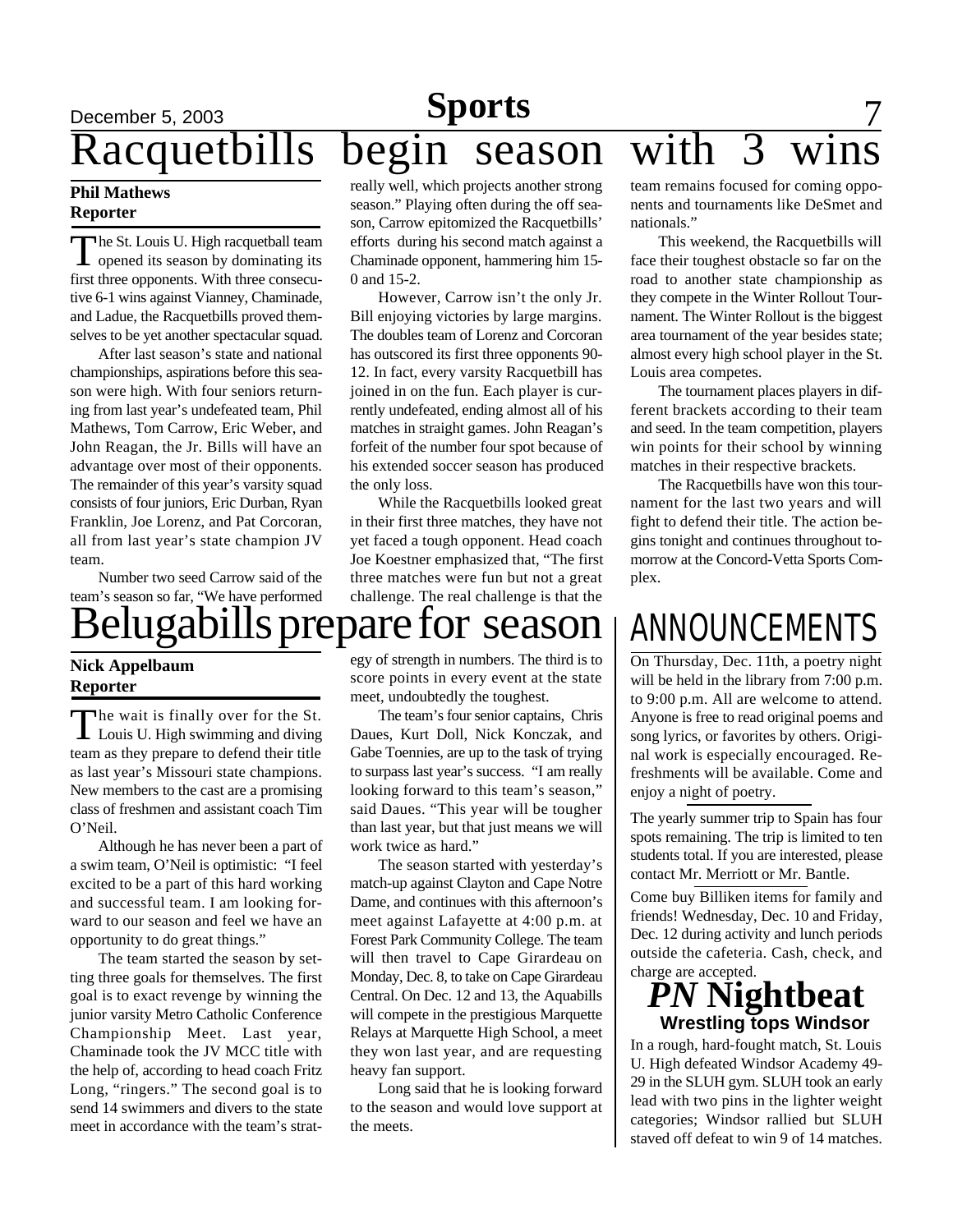# Racquetbills begin season with 3 wins

**Phil Mathews**
**Reporter**

The St. Louis U. High racquetball team opened its season by dominating its first three opponents. With three consecutive 6-1 wins against Vianney, Chaminade, and Ladue, the Racquetbills proved themselves to be yet another spectacular squad.

After last season's state and national championships, aspirations before this season were high. With four seniors returning from last year's undefeated team, Phil Mathews, Tom Carrow, Eric Weber, and John Reagan, the Jr. Bills will have an advantage over most of their opponents. The remainder of this year's varsity squad consists of four juniors, Eric Durban, Ryan Franklin, Joe Lorenz, and Pat Corcoran, all from last year's state champion JV team.

Number two seed Carrow said of the team's season so far, "We have performed really well, which projects another strong season." Playing often during the off season, Carrow epitomized the Racquetbills' efforts during his second match against a Chaminade opponent, hammering him 15-0 and 15-2.

However, Carrow isn't the only Jr. Bill enjoying victories by large margins. The doubles team of Lorenz and Corcoran has outscored its first three opponents 90-12. In fact, every varsity Racquetbill has joined in on the fun. Each player is currently undefeated, ending almost all of his matches in straight games. John Reagan's forfeit of the number four spot because of his extended soccer season has produced the only loss.

While the Racquetbills looked great in their first three matches, they have not yet faced a tough opponent. Head coach Joe Koestner emphasized that, "The first three matches were fun but not a great challenge. The real challenge is that the team remains focused for coming opponents and tournaments like DeSmet and nationals."

This weekend, the Racquetbills will face their toughest obstacle so far on the road to another state championship as they compete in the Winter Rollout Tournament. The Winter Rollout is the biggest area tournament of the year besides state; almost every high school player in the St. Louis area competes.

The tournament places players in different brackets according to their team and seed. In the team competition, players win points for their school by winning matches in their respective brackets.

The Racquetbills have won this tournament for the last two years and will fight to defend their title. The action begins tonight and continues throughout tomorrow at the Concord-Vetta Sports Complex.

# Belugabills prepare for season

**Nick Appelbaum**
**Reporter**

The wait is finally over for the St. Louis U. High swimming and diving team as they prepare to defend their title as last year's Missouri state champions. New members to the cast are a promising class of freshmen and assistant coach Tim O'Neil.

Although he has never been a part of a swim team, O'Neil is optimistic: "I feel excited to be a part of this hard working and successful team. I am looking forward to our season and feel we have an opportunity to do great things."

The team started the season by setting three goals for themselves. The first goal is to exact revenge by winning the junior varsity Metro Catholic Conference Championship Meet. Last year, Chaminade took the JV MCC title with the help of, according to head coach Fritz Long, "ringers." The second goal is to send 14 swimmers and divers to the state meet in accordance with the team's strategy of strength in numbers. The third is to score points in every event at the state meet, undoubtedly the toughest.

The team's four senior captains, Chris Daues, Kurt Doll, Nick Konczak, and Gabe Toennies, are up to the task of trying to surpass last year's success. "I am really looking forward to this team's season," said Daues. "This year will be tougher than last year, but that just means we will work twice as hard."

The season started with yesterday's match-up against Clayton and Cape Notre Dame, and continues with this afternoon's meet against Lafayette at 4:00 p.m. at Forest Park Community College. The team will then travel to Cape Girardeau on Monday, Dec. 8, to take on Cape Girardeau Central. On Dec. 12 and 13, the Aquabills will compete in the prestigious Marquette Relays at Marquette High School, a meet they won last year, and are requesting heavy fan support.

Long said that he is looking forward to the season and would love support at the meets.

# ANNOUNCEMENTS

On Thursday, Dec. 11th, a poetry night will be held in the library from 7:00 p.m. to 9:00 p.m. All are welcome to attend. Anyone is free to read original poems and song lyrics, or favorites by others. Original work is especially encouraged. Refreshments will be available. Come and enjoy a night of poetry.

The yearly summer trip to Spain has four spots remaining. The trip is limited to ten students total. If you are interested, please contact Mr. Merriott or Mr. Bantle.

Come buy Billiken items for family and friends! Wednesday, Dec. 10 and Friday, Dec. 12 during activity and lunch periods outside the cafeteria. Cash, check, and charge are accepted.

## *PN* Nightbeat

### Wrestling tops Windsor

In a rough, hard-fought match, St. Louis U. High defeated Windsor Academy 49-29 in the SLUH gym. SLUH took an early lead with two pins in the lighter weight categories; Windsor rallied but SLUH staved off defeat to win 9 of 14 matches.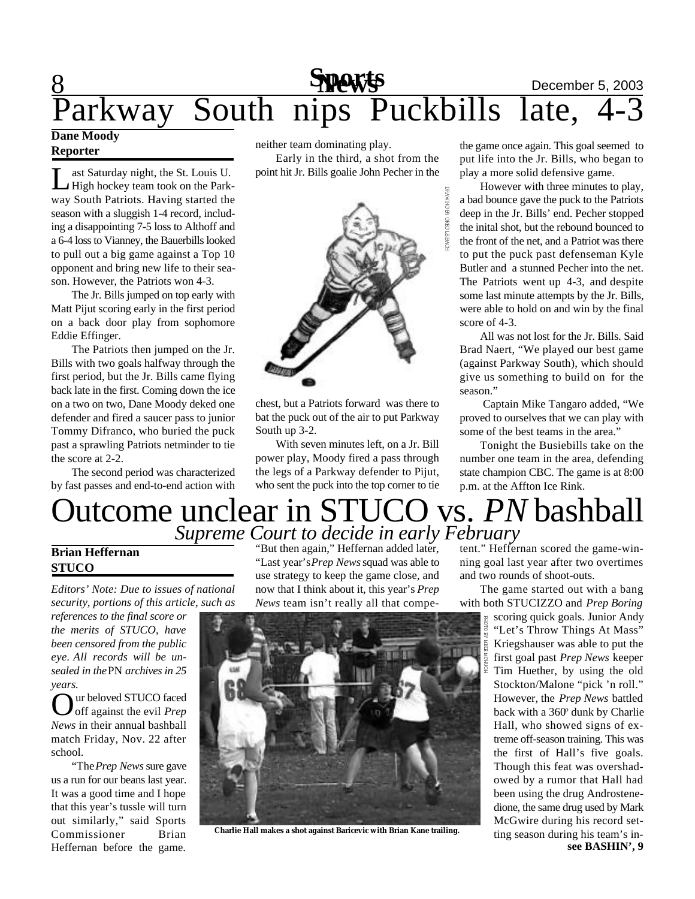# Parkway South nips Puckbills late, 4-3

**Dane Moody**
**Reporter**

Last Saturday night, the St. Louis U. High hockey team took on the Parkway South Patriots. Having started the season with a sluggish 1-4 record, including a disappointing 7-5 loss to Althoff and a 6-4 loss to Vianney, the Bauerbills looked to pull out a big game against a Top 10 opponent and bring new life to their season. However, the Patriots won 4-3.

The Jr. Bills jumped on top early with Matt Pijut scoring early in the first period on a back door play from sophomore Eddie Effinger.

The Patriots then jumped on the Jr. Bills with two goals halfway through the first period, but the Jr. Bills came flying back late in the first. Coming down the ice on a two on two, Dane Moody deked one defender and fired a saucer pass to junior Tommy Difranco, who buried the puck past a sprawling Patriots netminder to tie the score at 2-2.

The second period was characterized by fast passes and end-to-end action with neither team dominating play.

Early in the third, a shot from the point hit Jr. Bills goalie John Pecher in the chest, but a Patriots forward was there to bat the puck out of the air to put Parkway South up 3-2.

DRAWING BY GREG LEIBACH

With seven minutes left, on a Jr. Bill power play, Moody fired a pass through the legs of a Parkway defender to Pijut, who sent the puck into the top corner to tie the game once again. This goal seemed to put life into the Jr. Bills, who began to play a more solid defensive game.

However with three minutes to play, a bad bounce gave the puck to the Patriots deep in the Jr. Bills' end. Pecher stopped the inital shot, but the rebound bounced to the front of the net, and a Patriot was there to put the puck past defenseman Kyle Butler and a stunned Pecher into the net. The Patriots went up 4-3, and despite some last minute attempts by the Jr. Bills, were able to hold on and win by the final score of 4-3.

All was not lost for the Jr. Bills. Said Brad Naert, "We played our best game (against Parkway South), which should give us something to build on for the season."

Captain Mike Tangaro added, "We proved to ourselves that we can play with some of the best teams in the area."

Tonight the Busiebills take on the number one team in the area, defending state champion CBC. The game is at 8:00 p.m. at the Affton Ice Rink.

# Outcome unclear in STUCO vs. *PN* bashball

## *Supreme Court to decide in early February*

**Brian Heffernan**
**STUCO**

*Editors' Note: Due to issues of national security, portions of this article, such as references to the final score or the merits of STUCO, have been censored from the public eye. All records will be unsealed in the* PN *archives in 25 years.*

Our beloved STUCO faced off against the evil *Prep News* in their annual bashball match Friday, Nov. 22 after school.

"The *Prep News* sure gave us a run for our beans last year. It was a good time and I hope that this year's tussle will turn out similarly," said Sports Commissioner Brian Heffernan before the game.

"But then again," Heffernan added later, "Last year's *Prep News* squad was able to use strategy to keep the game close, and now that I think about it, this year's *Prep News* team isn't really all that competent." Heffernan scored the game-winning goal last year after two overtimes and two rounds of shoot-outs.

PHOTO BY MIKE MCHUGH

Charlie Hall makes a shot against Baricevic with Brian Kane trailing.

The game started out with a bang with both STUCIZZO and *Prep Boring* scoring quick goals. Junior Andy "Let's Throw Things At Mass" Kriegshauser was able to put the first goal past *Prep News* keeper Tim Huether, by using the old Stockton/Malone "pick 'n roll." However, the *Prep News* battled back with a 360º dunk by Charlie Hall, who showed signs of extreme off-season training. This was the first of Hall's five goals. Though this feat was overshadowed by a rumor that Hall had been using the drug Androstenedione, the same drug used by Mark McGwire during his record setting season during his team's in-

**see BASHIN', 9**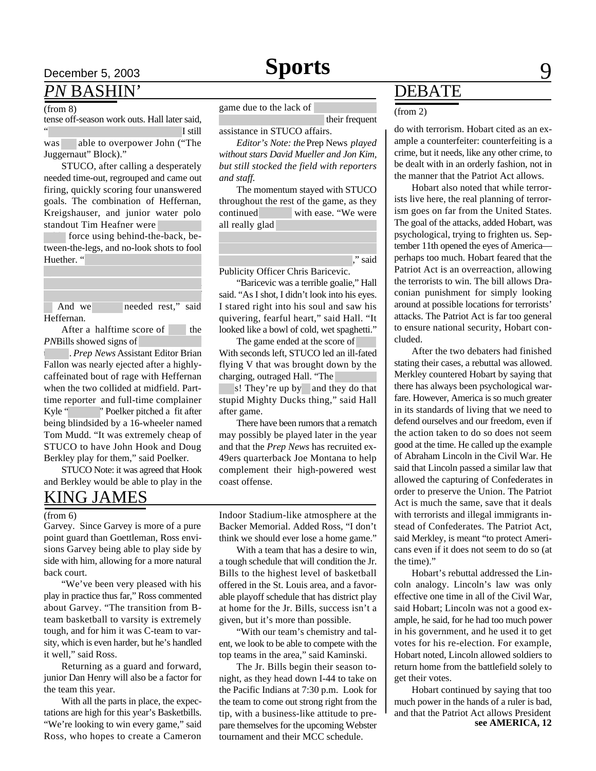# Sports

## *PN* BASHIN'

(from 8)

tense off-season work outs. Hall later said, " I still was able to overpower John ("The Juggernaut" Block)."

STUCO, after calling a desperately needed time-out, regrouped and came out firing, quickly scoring four unanswered goals. The combination of Heffernan, Kreigshauser, and junior water polo standout Tim Heafner were force using behind-the-back, between-the-legs, and no-look shots to fool Huether. " And we needed rest," said Heffernan.

After a halftime score of the *PN*Bills showed signs of . *Prep News* Assistant Editor Brian Fallon was nearly ejected after a highly-caffeinated bout of rage with Heffernan when the two collided at midfield. Part-time reporter and full-time complainer Kyle " " Poelker pitched a fit after being blindsided by a 16-wheeler named Tom Mudd. "It was extremely cheap of STUCO to have John Hook and Doug Berkley play for them," said Poelker.

STUCO Note: it was agreed that Hook and Berkley would be able to play in the game due to the lack of their frequent assistance in STUCO affairs.

*Editor's Note: the* Prep News *played without stars David Mueller and Jon Kim, but still stocked the field with reporters and staff.*

The momentum stayed with STUCO throughout the rest of the game, as they continued with ease. "We were all really glad ," said Publicity Officer Chris Baricevic.

"Baricevic was a terrible goalie," Hall said. "As I shot, I didn't look into his eyes. I stared right into his soul and saw his quivering, fearful heart," said Hall. "It looked like a bowl of cold, wet spaghetti."

The game ended at the score of With seconds left, STUCO led an ill-fated flying V that was brought down by the charging, outraged Hall. "The s! They're up by and they do that stupid Mighty Ducks thing," said Hall after game.

There have been rumors that a rematch may possibly be played later in the year and that the *Prep News* has recruited ex-49ers quarterback Joe Montana to help complement their high-powered west coast offense.

## KING JAMES

(from 6)

Garvey. Since Garvey is more of a pure point guard than Goettleman, Ross envisions Garvey being able to play side by side with him, allowing for a more natural back court.

"We've been very pleased with his play in practice thus far," Ross commented about Garvey. "The transition from B-team basketball to varsity is extremely tough, and for him it was C-team to varsity, which is even harder, but he's handled it well," said Ross.

Returning as a guard and forward, junior Dan Henry will also be a factor for the team this year.

With all the parts in place, the expectations are high for this year's Basketbills. "We're looking to win every game," said Ross, who hopes to create a Cameron Indoor Stadium-like atmosphere at the Backer Memorial. Added Ross, "I don't think we should ever lose a home game."

With a team that has a desire to win, a tough schedule that will condition the Jr. Bills to the highest level of basketball offered in the St. Louis area, and a favorable playoff schedule that has district play at home for the Jr. Bills, success isn't a given, but it's more than possible.

"With our team's chemistry and talent, we look to be able to compete with the top teams in the area," said Kaminski.

The Jr. Bills begin their season tonight, as they head down I-44 to take on the Pacific Indians at 7:30 p.m. Look for the team to come out strong right from the tip, with a business-like attitude to prepare themselves for the upcoming Webster tournament and their MCC schedule.

## DEBATE

(from 2)

do with terrorism. Hobart cited as an example a counterfeiter: counterfeiting is a crime, but it needs, like any other crime, to be dealt with in an orderly fashion, not in the manner that the Patriot Act allows.

Hobart also noted that while terrorists live here, the real planning of terrorism goes on far from the United States. The goal of the attacks, added Hobart, was psychological, trying to frighten us. September 11th opened the eyes of America—perhaps too much. Hobart feared that the Patriot Act is an overreaction, allowing the terrorists to win. The bill allows Draconian punishment for simply looking around at possible locations for terrorists' attacks. The Patriot Act is far too general to ensure national security, Hobart concluded.

After the two debaters had finished stating their cases, a rebuttal was allowed. Merkley countered Hobart by saying that there has always been psychological warfare. However, America is so much greater in its standards of living that we need to defend ourselves and our freedom, even if the action taken to do so does not seem good at the time. He called up the example of Abraham Lincoln in the Civil War. He said that Lincoln passed a similar law that allowed the capturing of Confederates in order to preserve the Union. The Patriot Act is much the same, save that it deals with terrorists and illegal immigrants instead of Confederates. The Patriot Act, said Merkley, is meant "to protect Americans even if it does not seem to do so (at the time)."

Hobart's rebuttal addressed the Lincoln analogy. Lincoln's law was only effective one time in all of the Civil War, said Hobart; Lincoln was not a good example, he said, for he had too much power in his government, and he used it to get votes for his re-election. For example, Hobart noted, Lincoln allowed soldiers to return home from the battlefield solely to get their votes.

Hobart continued by saying that too much power in the hands of a ruler is bad, and that the Patriot Act allows President

**see AMERICA, 12**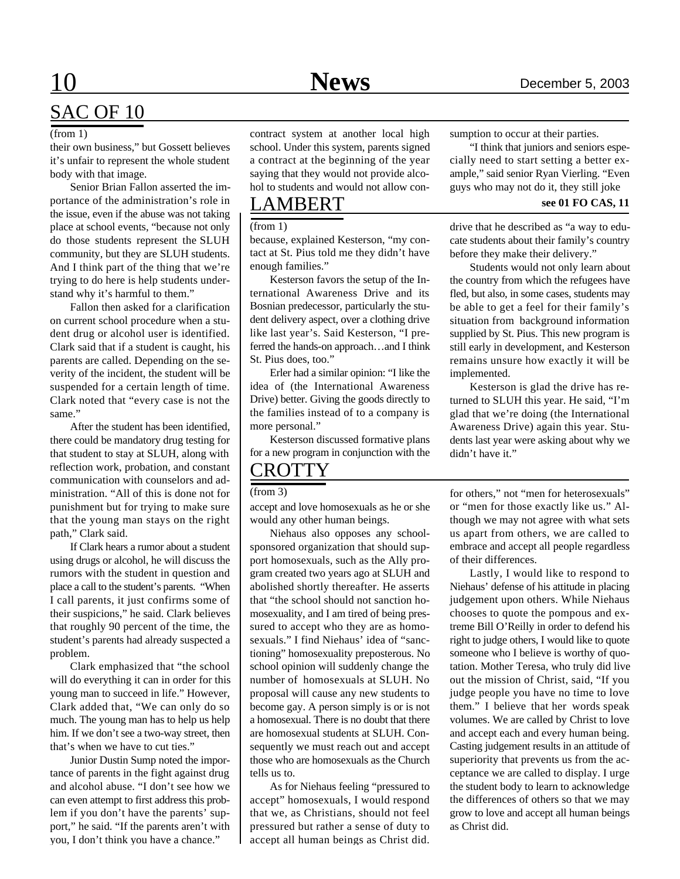## SAC OF 10

(from 1)

their own business," but Gossett believes it's unfair to represent the whole student body with that image.

Senior Brian Fallon asserted the importance of the administration's role in the issue, even if the abuse was not taking place at school events, "because not only do those students represent the SLUH community, but they are SLUH students. And I think part of the thing that we're trying to do here is help students understand why it's harmful to them."

Fallon then asked for a clarification on current school procedure when a student drug or alcohol user is identified. Clark said that if a student is caught, his parents are called. Depending on the severity of the incident, the student will be suspended for a certain length of time. Clark noted that "every case is not the same."

After the student has been identified, there could be mandatory drug testing for that student to stay at SLUH, along with reflection work, probation, and constant communication with counselors and administration. "All of this is done not for punishment but for trying to make sure that the young man stays on the right path," Clark said.

If Clark hears a rumor about a student using drugs or alcohol, he will discuss the rumors with the student in question and place a call to the student's parents. "When I call parents, it just confirms some of their suspicions," he said. Clark believes that roughly 90 percent of the time, the student's parents had already suspected a problem.

Clark emphasized that "the school will do everything it can in order for this young man to succeed in life." However, Clark added that, "We can only do so much. The young man has to help us help him. If we don't see a two-way street, then that's when we have to cut ties."

Junior Dustin Sump noted the importance of parents in the fight against drug and alcohol abuse. "I don't see how we can even attempt to first address this problem if you don't have the parents' support," he said. "If the parents aren't with you, I don't think you have a chance."

In a contract system at another local high school. Under this system, parents signed a contract at the beginning of the year saying that they would not provide alcohol to students and would not allow consumption to occur at their parties.

"I think that juniors and seniors especially need to start setting a better example," said senior Ryan Vierling. "Even guys who may not do it, they still joke

**see 01 FO CAS, 11**

## LAMBERT

(from 1)

because, explained Kesterson, "my contact at St. Pius told me they didn't have enough families."

Kesterson favors the setup of the International Awareness Drive and its Bosnian predecessor, particularly the student delivery aspect, over a clothing drive like last year's. Said Kesterson, "I preferred the hands-on approach…and I think St. Pius does, too."

Erler had a similar opinion: "I like the idea of (the International Awareness Drive) better. Giving the goods directly to the families instead of to a company is more personal."

Kesterson discussed formative plans for a new program in conjunction with the drive that he described as "a way to educate students about their family's country before they make their delivery."

Students would not only learn about the country from which the refugees have fled, but also, in some cases, students may be able to get a feel for their family's situation from background information supplied by St. Pius. This new program is still early in development, and Kesterson remains unsure how exactly it will be implemented.

Kesterson is glad the drive has returned to SLUH this year. He said, "I'm glad that we're doing (the International Awareness Drive) again this year. Students last year were asking about why we didn't have it."

## CROTTY

(from 3)

accept and love homosexuals as he or she would any other human beings.

Niehaus also opposes any school-sponsored organization that should support homosexuals, such as the Ally program created two years ago at SLUH and abolished shortly thereafter. He asserts that "the school should not sanction homosexuality, and I am tired of being pressured to accept who they are as homosexuals." I find Niehaus' idea of "sanctioning" homosexuality preposterous. No school opinion will suddenly change the number of homosexuals at SLUH. No proposal will cause any new students to become gay. A person simply is or is not a homosexual. There is no doubt that there are homosexual students at SLUH. Consequently we must reach out and accept those who are homosexuals as the Church tells us to.

As for Niehaus feeling "pressured to accept" homosexuals, I would respond that we, as Christians, should not feel pressured but rather a sense of duty to accept all human beings as Christ did. "Men for others," not "men for heterosexuals" or "men for those exactly like us." Although we may not agree with what sets us apart from others, we are called to embrace and accept all people regardless of their differences.

Lastly, I would like to respond to Niehaus' defense of his attitude in placing judgement upon others. While Niehaus chooses to quote the pompous and extreme Bill O'Reilly in order to defend his right to judge others, I would like to quote someone who I believe is worthy of quotation. Mother Teresa, who truly did live out the mission of Christ, said, "If you judge people you have no time to love them." I believe that her words speak volumes. We are called by Christ to love and accept each and every human being. Casting judgement results in an attitude of superiority that prevents us from the acceptance we are called to display. I urge the student body to learn to acknowledge the differences of others so that we may grow to love and accept all human beings as Christ did.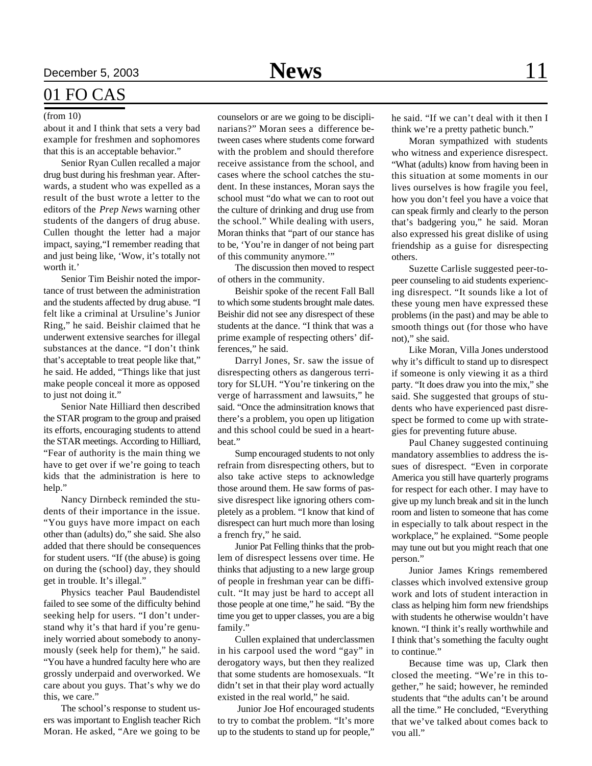## 01 FO CAS

(from 10)

about it and I think that sets a very bad example for freshmen and sophomores that this is an acceptable behavior."

Senior Ryan Cullen recalled a major drug bust during his freshman year. Afterwards, a student who was expelled as a result of the bust wrote a letter to the editors of the *Prep News* warning other students of the dangers of drug abuse. Cullen thought the letter had a major impact, saying,"I remember reading that and just being like, 'Wow, it's totally not worth it.'

Senior Tim Beishir noted the importance of trust between the administration and the students affected by drug abuse. "I felt like a criminal at Ursuline's Junior Ring," he said. Beishir claimed that he underwent extensive searches for illegal substances at the dance. "I don't think that's acceptable to treat people like that," he said. He added, "Things like that just make people conceal it more as opposed to just not doing it."

Senior Nate Hilliard then described the STAR program to the group and praised its efforts, encouraging students to attend the STAR meetings. According to Hilliard, "Fear of authority is the main thing we have to get over if we're going to teach kids that the administration is here to help."

Nancy Dirnbeck reminded the students of their importance in the issue. "You guys have more impact on each other than (adults) do," she said. She also added that there should be consequences for student users. "If (the abuse) is going on during the (school) day, they should get in trouble. It's illegal."

Physics teacher Paul Baudendistel failed to see some of the difficulty behind seeking help for users. "I don't understand why it's that hard if you're genuinely worried about somebody to anonymously (seek help for them)," he said. "You have a hundred faculty here who are grossly underpaid and overworked. We care about you guys. That's why we do this, we care."

The school's response to student users was important to English teacher Rich Moran. He asked, "Are we going to be counselors or are we going to be disciplinarians?" Moran sees a difference between cases where students come forward with the problem and should therefore receive assistance from the school, and cases where the school catches the student. In these instances, Moran says the school must "do what we can to root out the culture of drinking and drug use from the school." While dealing with users, Moran thinks that "part of our stance has to be, 'You're in danger of not being part of this community anymore.'"

The discussion then moved to respect of others in the community.

Beishir spoke of the recent Fall Ball to which some students brought male dates. Beishir did not see any disrespect of these students at the dance. "I think that was a prime example of respecting others' differences," he said.

Darryl Jones, Sr. saw the issue of disrespecting others as dangerous territory for SLUH. "You're tinkering on the verge of harrassment and lawsuits," he said. "Once the adminsitration knows that there's a problem, you open up litigation and this school could be sued in a heartbeat."

Sump encouraged students to not only refrain from disrespecting others, but to also take active steps to acknowledge those around them. He saw forms of passive disrespect like ignoring others completely as a problem. "I know that kind of disrespect can hurt much more than losing a french fry," he said.

Junior Pat Felling thinks that the problem of disrespect lessens over time. He thinks that adjusting to a new large group of people in freshman year can be difficult. "It may just be hard to accept all those people at one time," he said. "By the time you get to upper classes, you are a big family."

Cullen explained that underclassmen in his carpool used the word "gay" in derogatory ways, but then they realized that some students are homosexuals. "It didn't set in that their play word actually existed in the real world," he said.

Junior Joe Hof encouraged students to try to combat the problem. "It's more up to the students to stand up for people," he said. "If we can't deal with it then I think we're a pretty pathetic bunch."

Moran sympathized with students who witness and experience disrespect. "What (adults) know from having been in this situation at some moments in our lives ourselves is how fragile you feel, how you don't feel you have a voice that can speak firmly and clearly to the person that's badgering you," he said. Moran also expressed his great dislike of using friendship as a guise for disrespecting others.

Suzette Carlisle suggested peer-to-peer counseling to aid students experiencing disrespect. "It sounds like a lot of these young men have expressed these problems (in the past) and may be able to smooth things out (for those who have not)," she said.

Like Moran, Villa Jones understood why it's difficult to stand up to disrespect if someone is only viewing it as a third party. "It does draw you into the mix," she said. She suggested that groups of students who have experienced past disrespect be formed to come up with strategies for preventing future abuse.

Paul Chaney suggested continuing mandatory assemblies to address the issues of disrespect. "Even in corporate America you still have quarterly programs for respect for each other. I may have to give up my lunch break and sit in the lunch room and listen to someone that has come in especially to talk about respect in the workplace," he explained. "Some people may tune out but you might reach that one person."

Junior James Krings remembered classes which involved extensive group work and lots of student interaction in class as helping him form new friendships with students he otherwise wouldn't have known. "I think it's really worthwhile and I think that's something the faculty ought to continue."

Because time was up, Clark then closed the meeting. "We're in this together," he said; however, he reminded students that "the adults can't be around all the time." He concluded, "Everything that we've talked about comes back to you all."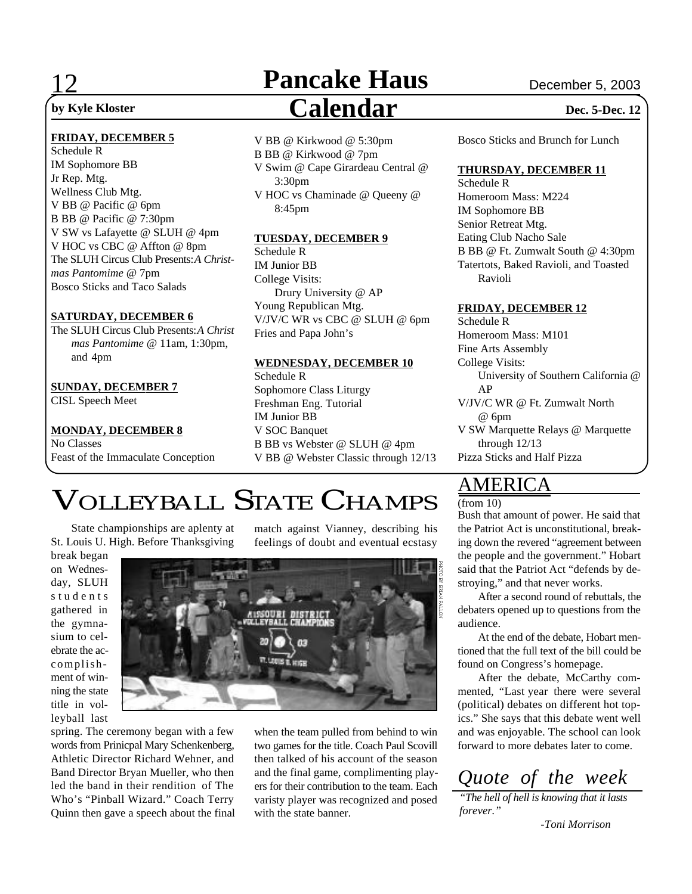# Pancake Haus Calendar

**by Kyle Kloster**

**Dec. 5-Dec. 12**

**FRIDAY, DECEMBER 5**
Schedule R
IM Sophomore BB
Jr Rep. Mtg.
Wellness Club Mtg.
V BB @ Pacific @ 6pm
B BB @ Pacific @ 7:30pm
V SW vs Lafayette @ SLUH @ 4pm
V HOC vs CBC @ Affton @ 8pm
The SLUH Circus Club Presents: *A Christmas Pantomime* @ 7pm
Bosco Sticks and Taco Salads

**SATURDAY, DECEMBER 6**
The SLUH Circus Club Presents: *A Christmas Pantomime* @ 11am, 1:30pm, and 4pm

**SUNDAY, DECEMBER 7**
CISL Speech Meet

**MONDAY, DECEMBER 8**
No Classes
Feast of the Immaculate Conception
V BB @ Kirkwood @ 5:30pm
B BB @ Kirkwood @ 7pm
V Swim @ Cape Girardeau Central @ 3:30pm
V HOC vs Chaminade @ Queeny @ 8:45pm

**TUESDAY, DECEMBER 9**
Schedule R
IM Junior BB
College Visits:
Drury University @ AP
Young Republican Mtg.
V/JV/C WR vs CBC @ SLUH @ 6pm
Fries and Papa John's

**WEDNESDAY, DECEMBER 10**
Schedule R
Sophomore Class Liturgy
Freshman Eng. Tutorial
IM Junior BB
V SOC Banquet
B BB vs Webster @ SLUH @ 4pm
V BB @ Webster Classic through 12/13
Bosco Sticks and Brunch for Lunch

**THURSDAY, DECEMBER 11**
Schedule R
Homeroom Mass: M224
IM Sophomore BB
Senior Retreat Mtg.
Eating Club Nacho Sale
B BB @ Ft. Zumwalt South @ 4:30pm
Tatertots, Baked Ravioli, and Toasted Ravioli

**FRIDAY, DECEMBER 12**
Schedule R
Homeroom Mass: M101
Fine Arts Assembly
College Visits:
University of Southern California @ AP
V/JV/C WR @ Ft. Zumwalt North @ 6pm
V SW Marquette Relays @ Marquette through 12/13
Pizza Sticks and Half Pizza

# VOLLEYBALL STATE CHAMPS

State championships are aplenty at St. Louis U. High. Before Thanksgiving break began on Wednesday, SLUH students gathered in the gymnasium to celebrate the accomplishment of winning the state title in volleyball last spring. The ceremony began with a few words from Prinicpal Mary Schenkenberg, Athletic Director Richard Wehner, and Band Director Bryan Mueller, who then led the band in their rendition of The Who's "Pinball Wizard." Coach Terry Quinn then gave a speech about the final match against Vianney, describing his feelings of doubt and eventual ecstasy when the team pulled from behind to win two games for the title. Coach Paul Scovill then talked of his account of the season and the final game, complimenting players for their contribution to the team. Each varisty player was recognized and posed with the state banner.

PHOTO BY BRIAN FALLON

## AMERICA

(from 10)

Bush that amount of power. He said that the Patriot Act is unconstitutional, breaking down the revered "agreement between the people and the government." Hobart said that the Patriot Act "defends by destroying," and that never works.

After a second round of rebuttals, the debaters opened up to questions from the audience.

At the end of the debate, Hobart mentioned that the full text of the bill could be found on Congress's homepage.

After the debate, McCarthy commented, "Last year there were several (political) debates on different hot topics." She says that this debate went well and was enjoyable. The school can look forward to more debates later to come.

## *Quote of the week*

*"The hell of hell is knowing that it lasts forever."*

*-Toni Morrison*